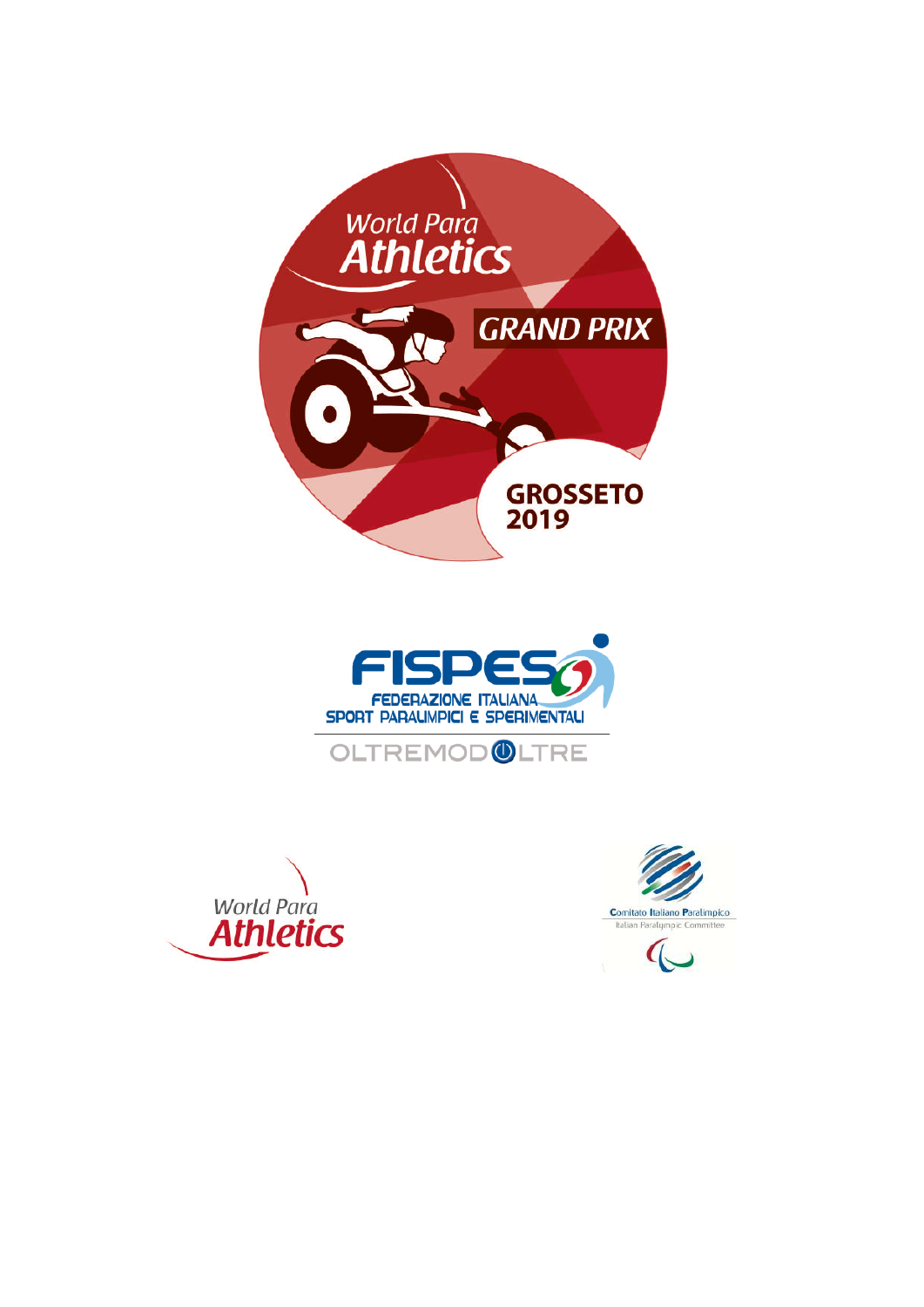World Para Athletics

GRAND PRIX

GROSSETO 2019

FISPES

FEDERAZIONE ITALIANA SPORT PARALIMPICI E SPERIMENTALI

OLTREMODOLTRE

World Para Athletics

Comitato Italiano Paralimpico

Italian Paralympic Committee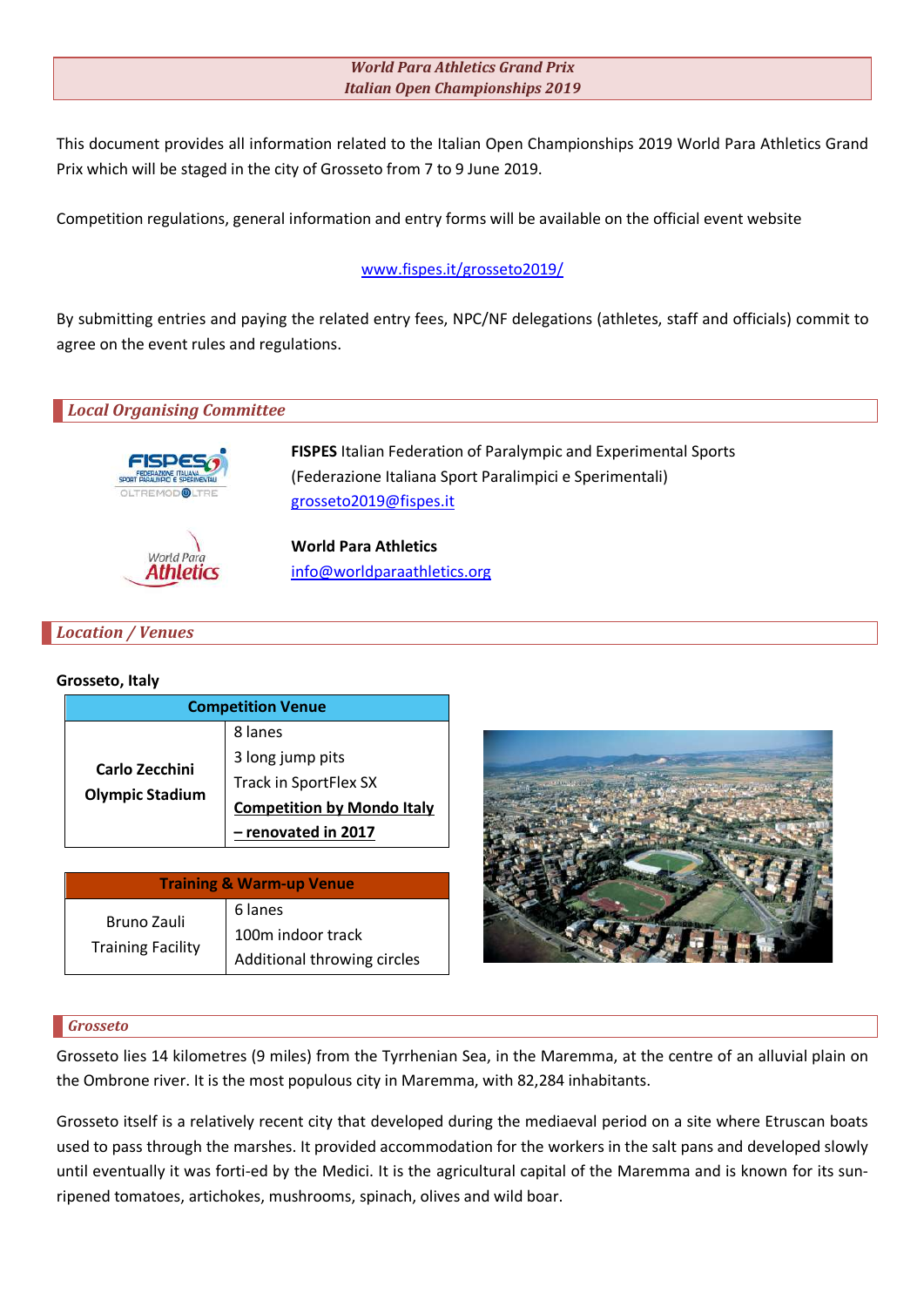***World Para Athletics Grand Prix***
***Italian Open Championships 2019***

This document provides all information related to the Italian Open Championships 2019 World Para Athletics Grand Prix which will be staged in the city of Grosseto from 7 to 9 June 2019.

Competition regulations, general information and entry forms will be available on the official event website

www.fispes.it/grosseto2019/

By submitting entries and paying the related entry fees, NPC/NF delegations (athletes, staff and officials) commit to agree on the event rules and regulations.

## *Local Organising Committee*

**FISPES** Italian Federation of Paralympic and Experimental Sports
(Federazione Italiana Sport Paralimpici e Sperimentali)
grosseto2019@fispes.it

**World Para Athletics**
info@worldparaathletics.org

## *Location / Venues*

**Grosseto, Italy**

| Competition Venue | |
|---|---|
| **Carlo Zecchini Olympic Stadium** | 8 lanes<br>3 long jump pits<br>Track in SportFlex SX<br>**Competition by Mondo Italy – renovated in 2017** |

| Training & Warm-up Venue | |
|---|---|
| Bruno Zauli Training Facility | 6 lanes<br>100m indoor track<br>Additional throwing circles |

## *Grosseto*

Grosseto lies 14 kilometres (9 miles) from the Tyrrhenian Sea, in the Maremma, at the centre of an alluvial plain on the Ombrone river. It is the most populous city in Maremma, with 82,284 inhabitants.

Grosseto itself is a relatively recent city that developed during the mediaeval period on a site where Etruscan boats used to pass through the marshes. It provided accommodation for the workers in the salt pans and developed slowly until eventually it was forti-ed by the Medici. It is the agricultural capital of the Maremma and is known for its sun-ripened tomatoes, artichokes, mushrooms, spinach, olives and wild boar.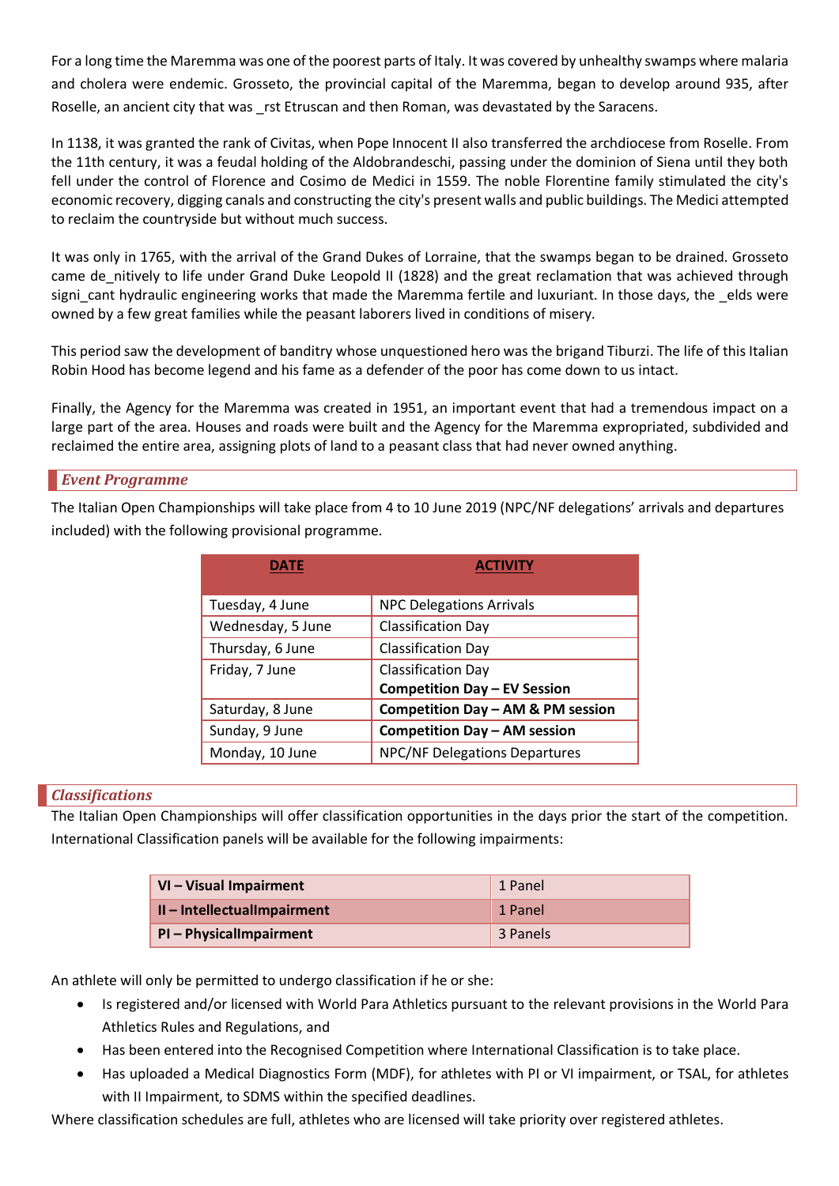For a long time the Maremma was one of the poorest parts of Italy. It was covered by unhealthy swamps where malaria and cholera were endemic. Grosseto, the provincial capital of the Maremma, began to develop around 935, after Roselle, an ancient city that was _rst Etruscan and then Roman, was devastated by the Saracens.

In 1138, it was granted the rank of Civitas, when Pope Innocent II also transferred the archdiocese from Roselle. From the 11th century, it was a feudal holding of the Aldobrandeschi, passing under the dominion of Siena until they both fell under the control of Florence and Cosimo de Medici in 1559. The noble Florentine family stimulated the city's economic recovery, digging canals and constructing the city's present walls and public buildings. The Medici attempted to reclaim the countryside but without much success.

It was only in 1765, with the arrival of the Grand Dukes of Lorraine, that the swamps began to be drained. Grosseto came de_nitively to life under Grand Duke Leopold II (1828) and the great reclamation that was achieved through signi_cant hydraulic engineering works that made the Maremma fertile and luxuriant. In those days, the _elds were owned by a few great families while the peasant laborers lived in conditions of misery.

This period saw the development of banditry whose unquestioned hero was the brigand Tiburzi. The life of this Italian Robin Hood has become legend and his fame as a defender of the poor has come down to us intact.

Finally, the Agency for the Maremma was created in 1951, an important event that had a tremendous impact on a large part of the area. Houses and roads were built and the Agency for the Maremma expropriated, subdivided and reclaimed the entire area, assigning plots of land to a peasant class that had never owned anything.

## *Event Programme*

The Italian Open Championships will take place from 4 to 10 June 2019 (NPC/NF delegations' arrivals and departures included) with the following provisional programme.

| DATE | ACTIVITY |
|---|---|
| Tuesday, 4 June | NPC Delegations Arrivals |
| Wednesday, 5 June | Classification Day |
| Thursday, 6 June | Classification Day |
| Friday, 7 June | Classification Day<br>**Competition Day – EV Session** |
| Saturday, 8 June | **Competition Day – AM & PM session** |
| Sunday, 9 June | **Competition Day – AM session** |
| Monday, 10 June | NPC/NF Delegations Departures |

## *Classifications*

The Italian Open Championships will offer classification opportunities in the days prior the start of the competition. International Classification panels will be available for the following impairments:

| **VI – Visual Impairment** | 1 Panel |
|---|---|
| **II – IntellectualImpairment** | 1 Panel |
| **PI – PhysicalImpairment** | 3 Panels |

An athlete will only be permitted to undergo classification if he or she:

- Is registered and/or licensed with World Para Athletics pursuant to the relevant provisions in the World Para Athletics Rules and Regulations, and
- Has been entered into the Recognised Competition where International Classification is to take place.
- Has uploaded a Medical Diagnostics Form (MDF), for athletes with PI or VI impairment, or TSAL, for athletes with II Impairment, to SDMS within the specified deadlines.

Where classification schedules are full, athletes who are licensed will take priority over registered athletes.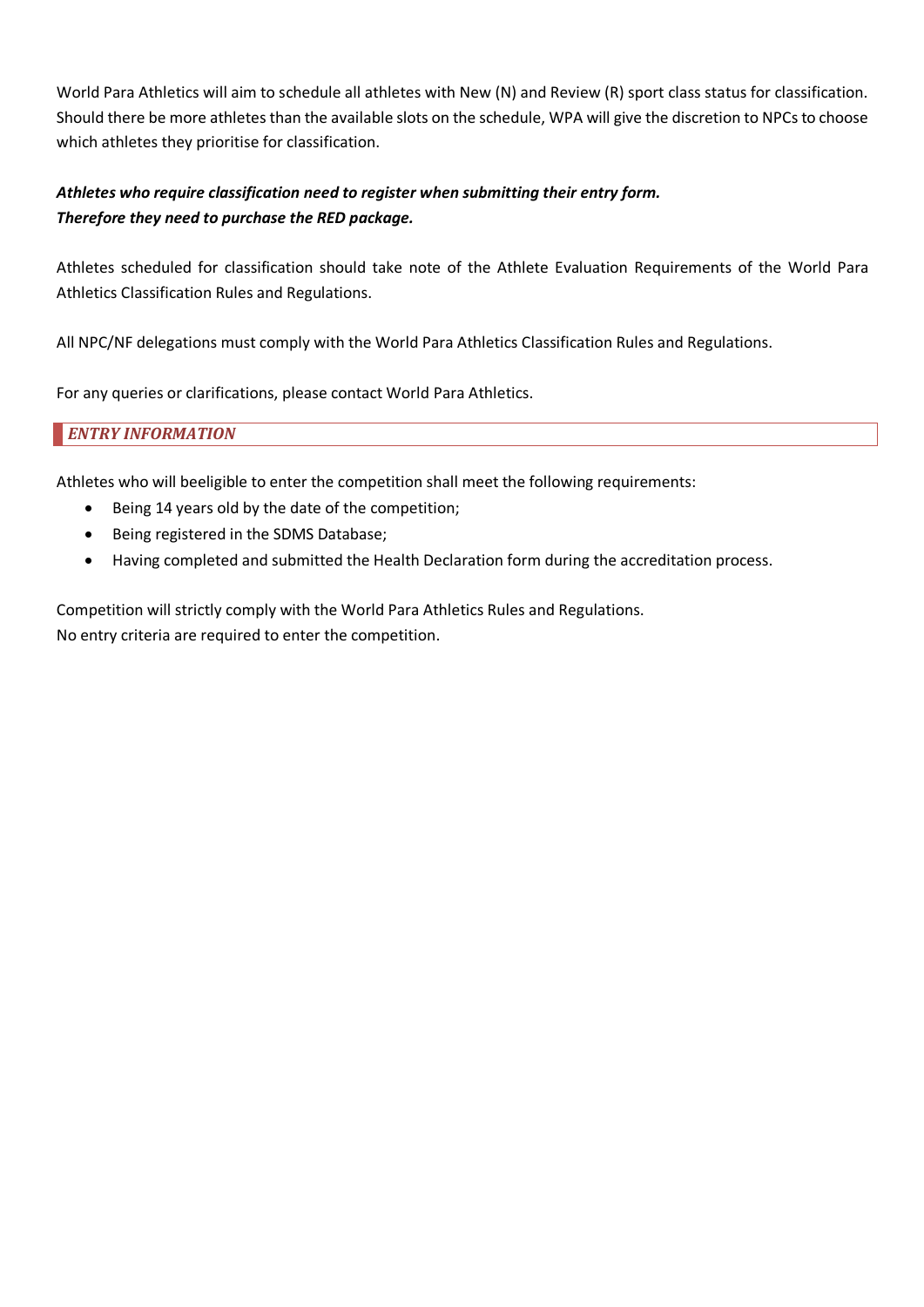World Para Athletics will aim to schedule all athletes with New (N) and Review (R) sport class status for classification. Should there be more athletes than the available slots on the schedule, WPA will give the discretion to NPCs to choose which athletes they prioritise for classification.

***Athletes who require classification need to register when submitting their entry form.***
***Therefore they need to purchase the RED package.***

Athletes scheduled for classification should take note of the Athlete Evaluation Requirements of the World Para Athletics Classification Rules and Regulations.

All NPC/NF delegations must comply with the World Para Athletics Classification Rules and Regulations.

For any queries or clarifications, please contact World Para Athletics.

## *ENTRY INFORMATION*

Athletes who will beeligible to enter the competition shall meet the following requirements:

- Being 14 years old by the date of the competition;
- Being registered in the SDMS Database;
- Having completed and submitted the Health Declaration form during the accreditation process.

Competition will strictly comply with the World Para Athletics Rules and Regulations.
No entry criteria are required to enter the competition.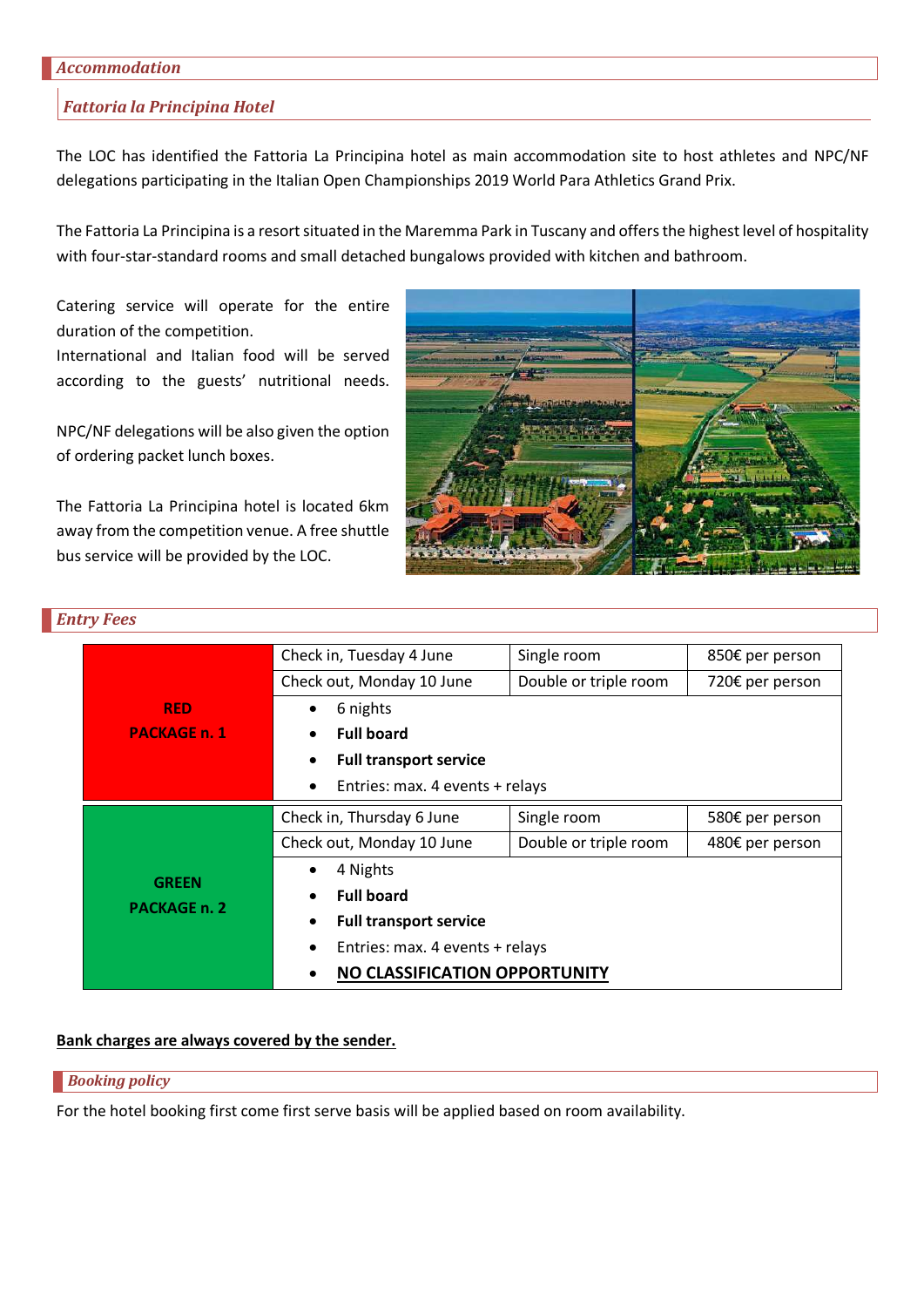## *Accommodation*

### *Fattoria la Principina Hotel*

The LOC has identified the Fattoria La Principina hotel as main accommodation site to host athletes and NPC/NF delegations participating in the Italian Open Championships 2019 World Para Athletics Grand Prix.

The Fattoria La Principina is a resort situated in the Maremma Park in Tuscany and offers the highest level of hospitality with four-star-standard rooms and small detached bungalows provided with kitchen and bathroom.

Catering service will operate for the entire duration of the competition.
International and Italian food will be served according to the guests' nutritional needs.

NPC/NF delegations will be also given the option of ordering packet lunch boxes.

The Fattoria La Principina hotel is located 6km away from the competition venue. A free shuttle bus service will be provided by the LOC.

## *Entry Fees*

| | | | |
|---|---|---|---|
| **RED PACKAGE n. 1** | Check in, Tuesday 4 June | Single room | 850€ per person |
| | Check out, Monday 10 June | Double or triple room | 720€ per person |
| | • 6 nights<br>• **Full board**<br>• **Full transport service**<br>• Entries: max. 4 events + relays | | |
| **GREEN PACKAGE n. 2** | Check in, Thursday 6 June | Single room | 580€ per person |
| | Check out, Monday 10 June | Double or triple room | 480€ per person |
| | • 4 Nights<br>• **Full board**<br>• **Full transport service**<br>• Entries: max. 4 events + relays<br>• **NO CLASSIFICATION OPPORTUNITY** | | |

**Bank charges are always covered by the sender.**

## *Booking policy*

For the hotel booking first come first serve basis will be applied based on room availability.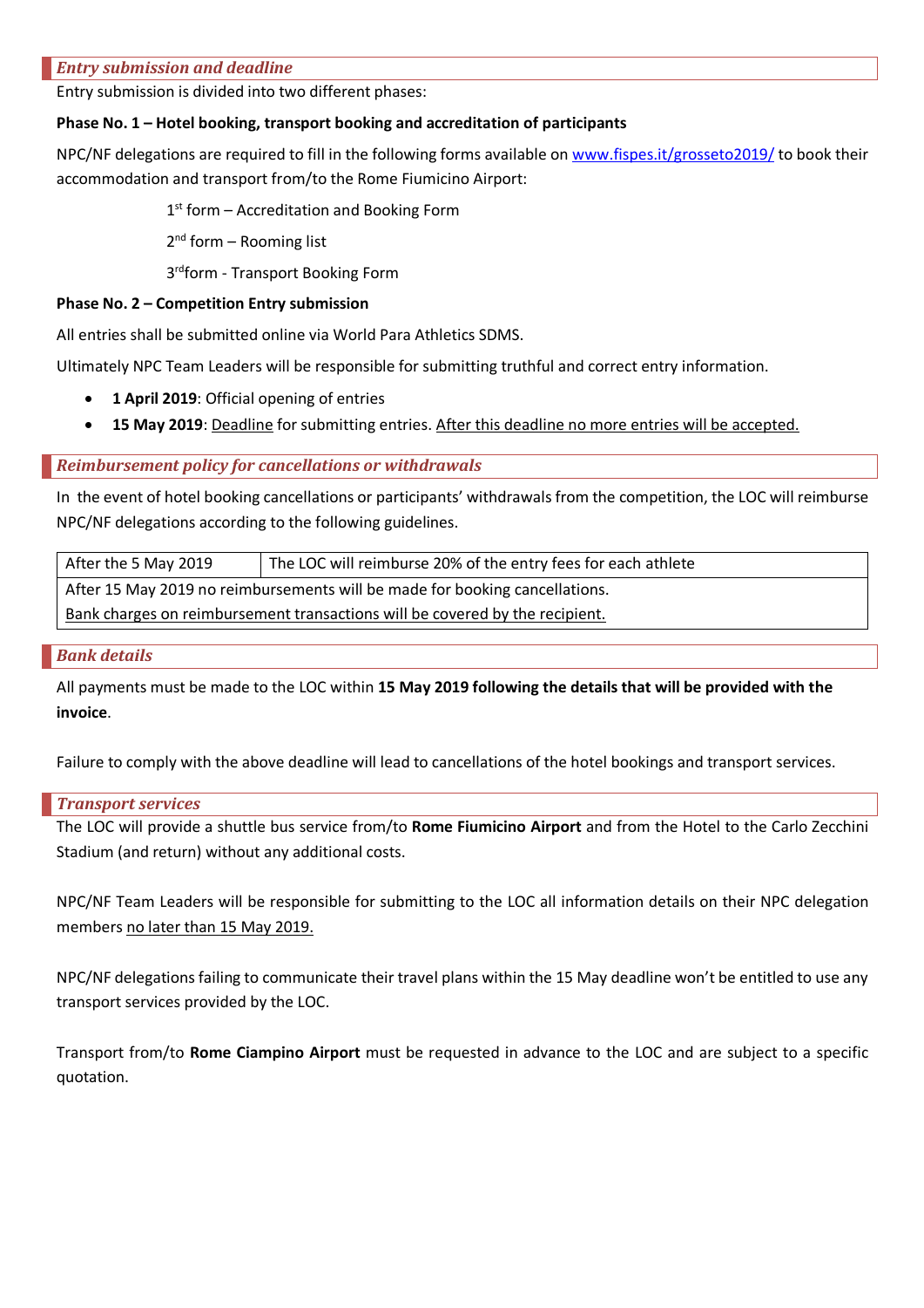## *Entry submission and deadline*

Entry submission is divided into two different phases:

**Phase No. 1 – Hotel booking, transport booking and accreditation of participants**

NPC/NF delegations are required to fill in the following forms available on [www.fispes.it/grosseto2019/](http://www.fispes.it/grosseto2019/) to book their accommodation and transport from/to the Rome Fiumicino Airport:

1st form – Accreditation and Booking Form

2nd form – Rooming list

3rd form - Transport Booking Form

**Phase No. 2 – Competition Entry submission**

All entries shall be submitted online via World Para Athletics SDMS.

Ultimately NPC Team Leaders will be responsible for submitting truthful and correct entry information.

- **1 April 2019**: Official opening of entries
- **15 May 2019**: Deadline for submitting entries. After this deadline no more entries will be accepted.

## *Reimbursement policy for cancellations or withdrawals*

In the event of hotel booking cancellations or participants' withdrawals from the competition, the LOC will reimburse NPC/NF delegations according to the following guidelines.

| After the 5 May 2019 | The LOC will reimburse 20% of the entry fees for each athlete |
|---|---|
| After 15 May 2019 no reimbursements will be made for booking cancellations. Bank charges on reimbursement transactions will be covered by the recipient. | |

## *Bank details*

All payments must be made to the LOC within **15 May 2019 following the details that will be provided with the invoice**.

Failure to comply with the above deadline will lead to cancellations of the hotel bookings and transport services.

## *Transport services*

The LOC will provide a shuttle bus service from/to **Rome Fiumicino Airport** and from the Hotel to the Carlo Zecchini Stadium (and return) without any additional costs.

NPC/NF Team Leaders will be responsible for submitting to the LOC all information details on their NPC delegation members no later than 15 May 2019.

NPC/NF delegations failing to communicate their travel plans within the 15 May deadline won't be entitled to use any transport services provided by the LOC.

Transport from/to **Rome Ciampino Airport** must be requested in advance to the LOC and are subject to a specific quotation.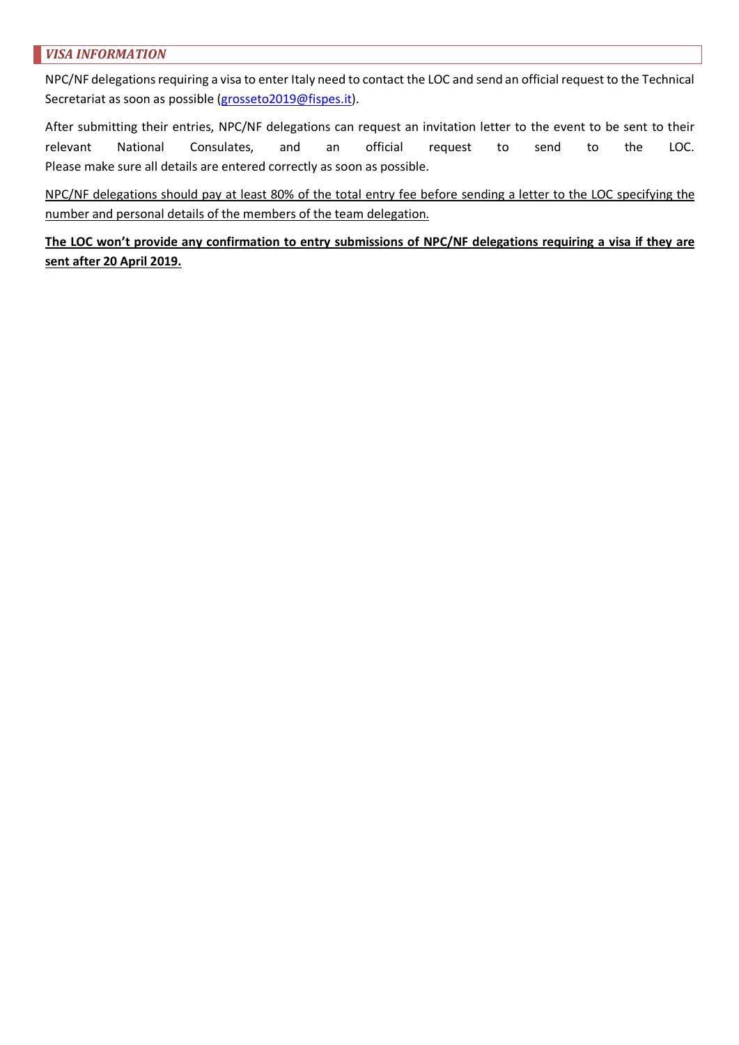## *VISA INFORMATION*

NPC/NF delegations requiring a visa to enter Italy need to contact the LOC and send an official request to the Technical Secretariat as soon as possible (grosseto2019@fispes.it).

After submitting their entries, NPC/NF delegations can request an invitation letter to the event to be sent to their relevant National Consulates, and an official request to send to the LOC. Please make sure all details are entered correctly as soon as possible.

NPC/NF delegations should pay at least 80% of the total entry fee before sending a letter to the LOC specifying the number and personal details of the members of the team delegation.

**The LOC won't provide any confirmation to entry submissions of NPC/NF delegations requiring a visa if they are sent after 20 April 2019.**